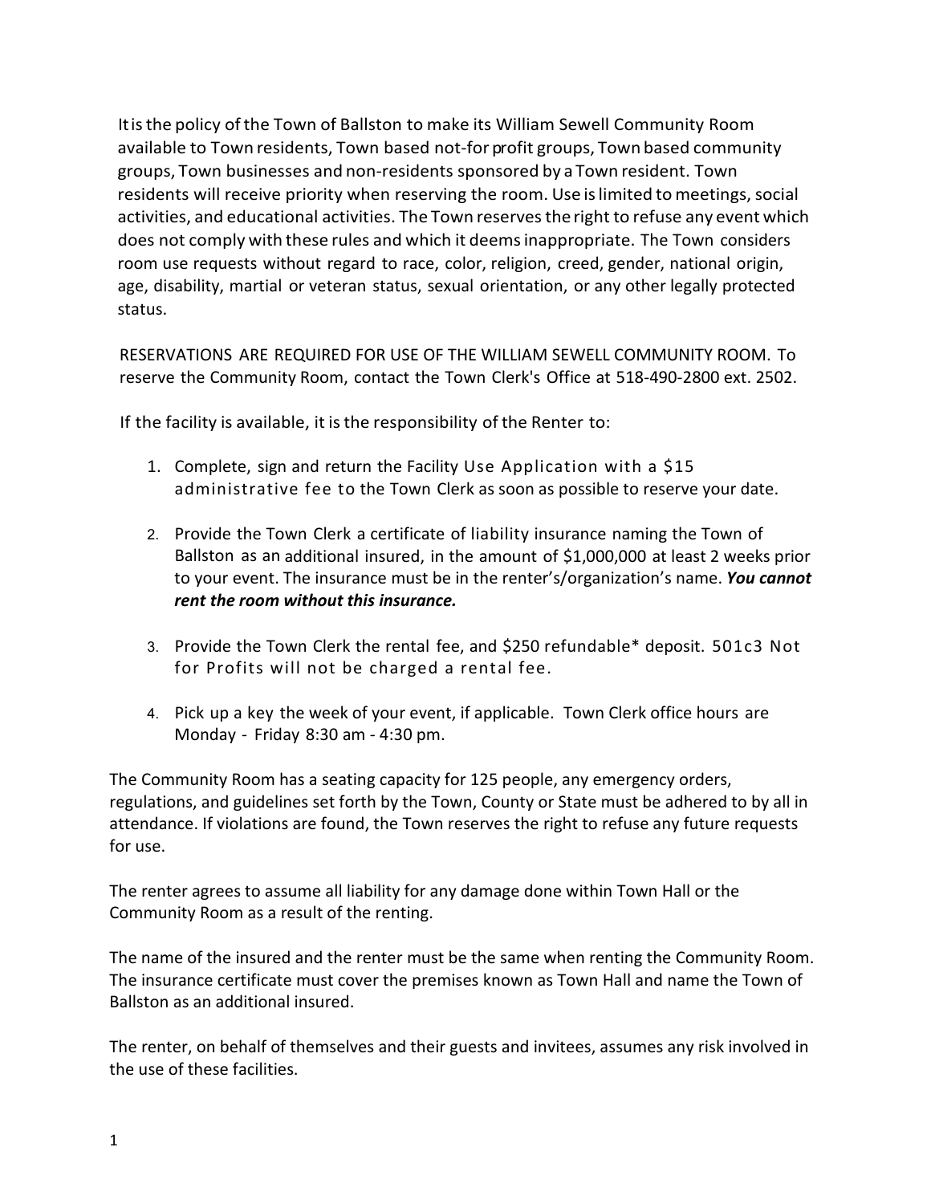It is the policy of the Town of Ballston to make its William Sewell Community Room available to Town residents, Town based not-for profit groups, Town based community groups, Town businesses and non-residents sponsored by a Town resident. Town residents will receive priority when reserving the room. Use is limited to meetings, social activities, and educational activities. The Town reserves the right to refuse any event which does not comply with these rules and which it deems inappropriate. The Town considers room use requests without regard to race, color, religion, creed, gender, national origin, age, disability, martial or veteran status, sexual orientation, or any other legally protected status.

RESERVATIONS ARE REQUIRED FOR USE OF THE WILLIAM SEWELL COMMUNITY ROOM. To reserve the Community Room, contact the Town Clerk's Office at 518-490-2800 ext. 2502.

If the facility is available, it is the responsibility of the Renter to:

1. Complete, sign and return the Facility Use Application with a $15 administrative fee to the Town Clerk as soon as possible to reserve your date.

2. Provide the Town Clerk a certificate of liability insurance naming the Town of Ballston as an additional insured, in the amount of $1,000,000 at least 2 weeks prior to your event. The insurance must be in the renter's/organization's name. ***You cannot rent the room without this insurance.***

3. Provide the Town Clerk the rental fee, and $250 refundable* deposit. 501c3 Not for Profits will not be charged a rental fee.

4. Pick up a key the week of your event, if applicable. Town Clerk office hours are Monday - Friday 8:30 am - 4:30 pm.

The Community Room has a seating capacity for 125 people, any emergency orders, regulations, and guidelines set forth by the Town, County or State must be adhered to by all in attendance. If violations are found, the Town reserves the right to refuse any future requests for use.

The renter agrees to assume all liability for any damage done within Town Hall or the Community Room as a result of the renting.

The name of the insured and the renter must be the same when renting the Community Room. The insurance certificate must cover the premises known as Town Hall and name the Town of Ballston as an additional insured.

The renter, on behalf of themselves and their guests and invitees, assumes any risk involved in the use of these facilities.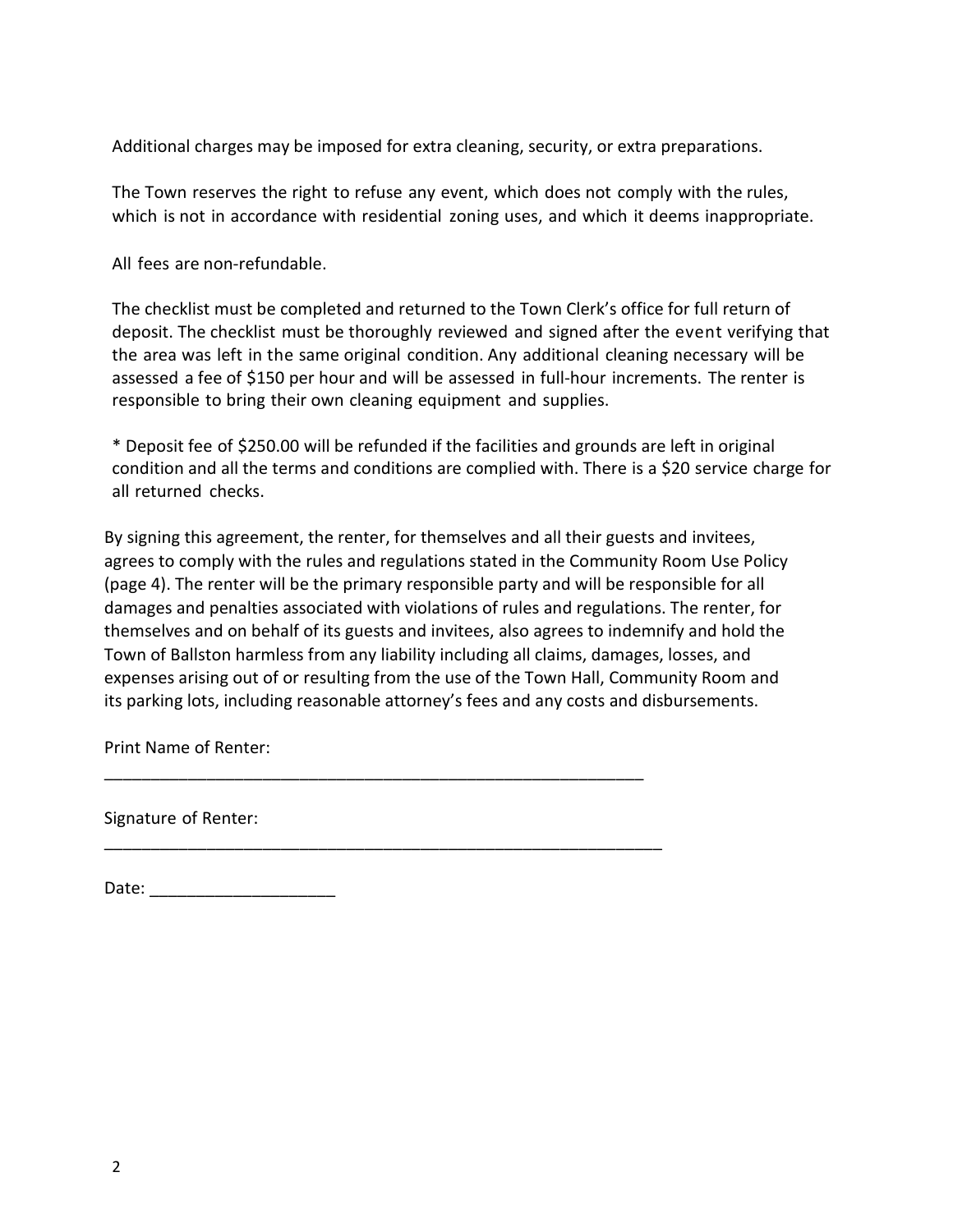Additional charges may be imposed for extra cleaning, security, or extra preparations.

The Town reserves the right to refuse any event, which does not comply with the rules, which is not in accordance with residential zoning uses, and which it deems inappropriate.

All fees are non-refundable.

The checklist must be completed and returned to the Town Clerk's office for full return of deposit. The checklist must be thoroughly reviewed and signed after the event verifying that the area was left in the same original condition. Any additional cleaning necessary will be assessed a fee of $150 per hour and will be assessed in full-hour increments. The renter is responsible to bring their own cleaning equipment and supplies.

* Deposit fee of $250.00 will be refunded if the facilities and grounds are left in original condition and all the terms and conditions are complied with. There is a $20 service charge for all returned checks.

By signing this agreement, the renter, for themselves and all their guests and invitees, agrees to comply with the rules and regulations stated in the Community Room Use Policy (page 4). The renter will be the primary responsible party and will be responsible for all damages and penalties associated with violations of rules and regulations. The renter, for themselves and on behalf of its guests and invitees, also agrees to indemnify and hold the Town of Ballston harmless from any liability including all claims, damages, losses, and expenses arising out of or resulting from the use of the Town Hall, Community Room and its parking lots, including reasonable attorney's fees and any costs and disbursements.

Print Name of Renter:

_____________________________________________________________

Signature of Renter:

_______________________________________________________________

Date: ____________________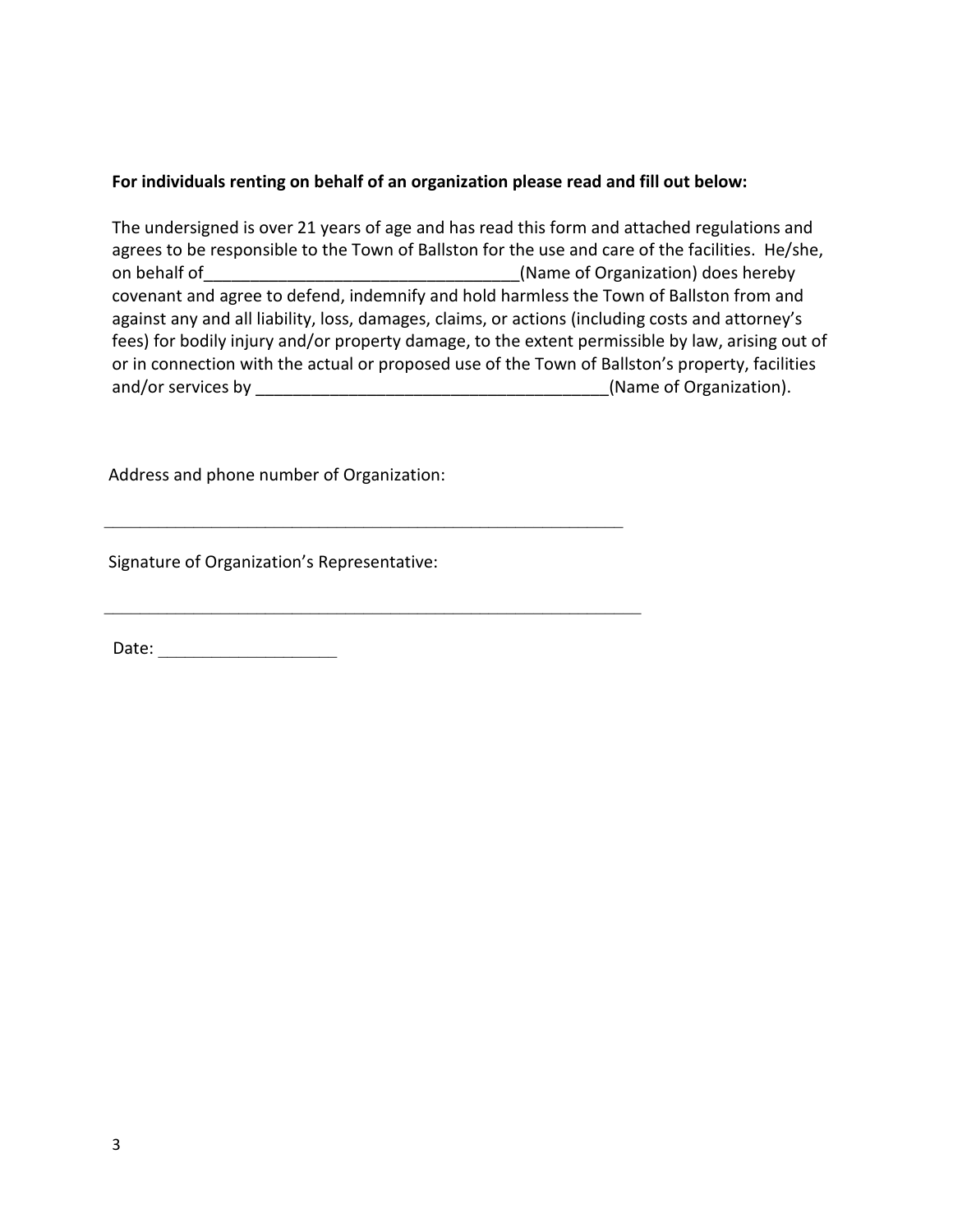**For individuals renting on behalf of an organization please read and fill out below:**

The undersigned is over 21 years of age and has read this form and attached regulations and agrees to be responsible to the Town of Ballston for the use and care of the facilities. He/she, on behalf of_________________________________(Name of Organization) does hereby covenant and agree to defend, indemnify and hold harmless the Town of Ballston from and against any and all liability, loss, damages, claims, or actions (including costs and attorney's fees) for bodily injury and/or property damage, to the extent permissible by law, arising out of or in connection with the actual or proposed use of the Town of Ballston's property, facilities and/or services by _____________________________________(Name of Organization).

Address and phone number of Organization:

_____________________________________________________

Signature of Organization's Representative:

_______________________________________________________

Date: ___________________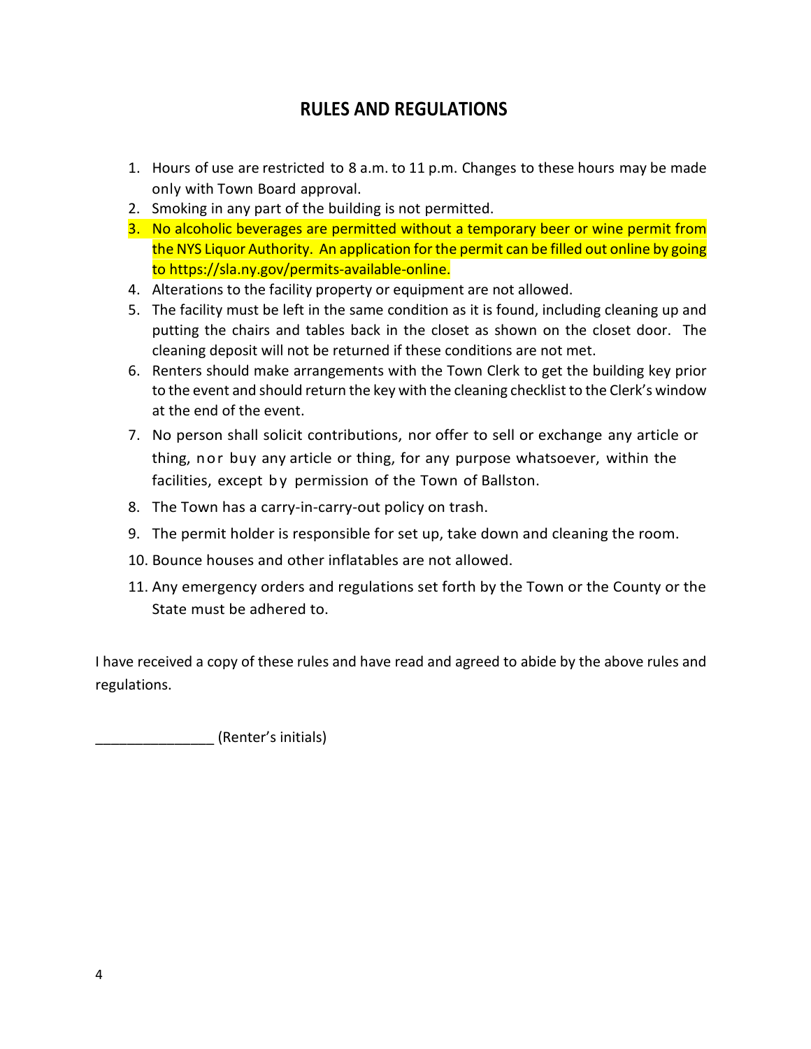## RULES AND REGULATIONS

1. Hours of use are restricted to 8 a.m. to 11 p.m. Changes to these hours may be made only with Town Board approval.
2. Smoking in any part of the building is not permitted.
3. No alcoholic beverages are permitted without a temporary beer or wine permit from the NYS Liquor Authority. An application for the permit can be filled out online by going to https://sla.ny.gov/permits-available-online.
4. Alterations to the facility property or equipment are not allowed.
5. The facility must be left in the same condition as it is found, including cleaning up and putting the chairs and tables back in the closet as shown on the closet door. The cleaning deposit will not be returned if these conditions are not met.
6. Renters should make arrangements with the Town Clerk to get the building key prior to the event and should return the key with the cleaning checklist to the Clerk's window at the end of the event.
7. No person shall solicit contributions, nor offer to sell or exchange any article or thing, nor buy any article or thing, for any purpose whatsoever, within the facilities, except by permission of the Town of Ballston.
8. The Town has a carry-in-carry-out policy on trash.
9. The permit holder is responsible for set up, take down and cleaning the room.
10. Bounce houses and other inflatables are not allowed.
11. Any emergency orders and regulations set forth by the Town or the County or the State must be adhered to.

I have received a copy of these rules and have read and agreed to abide by the above rules and regulations.

_______________ (Renter's initials)